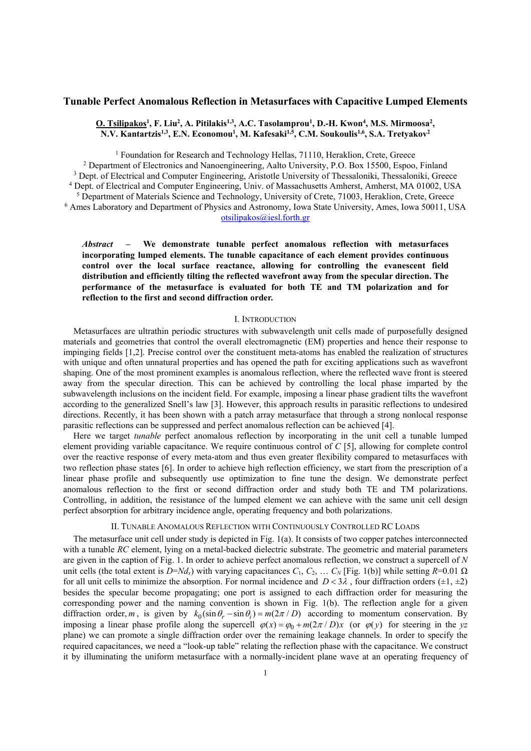# Tunable Perfect Anomalous Reflection in Metasurfaces with Capacitive Lumped Elements

**O. Tsilipakos[1], F. Liu[2], A. Pitilakis[1,3], A.C. Tasolamprou[1], D.-H. Kwon[4], M.S. Mirmoosa[2], N.V. Kantartzis[1,3], E.N. Economou[1], M. Kafesaki[1,5], C.M. Soukoulis[1,6], S.A. Tretyakov[2]**

[1] Foundation for Research and Technology Hellas, 71110, Heraklion, Crete, Greece
[2] Department of Electronics and Nanoengineering, Aalto University, P.O. Box 15500, Espoo, Finland
[3] Dept. of Electrical and Computer Engineering, Aristotle University of Thessaloniki, Thessaloniki, Greece
[4] Dept. of Electrical and Computer Engineering, Univ. of Massachusetts Amherst, Amherst, MA 01002, USA
[5] Department of Materials Science and Technology, University of Crete, 71003, Heraklion, Crete, Greece
[6] Ames Laboratory and Department of Physics and Astronomy, Iowa State University, Ames, Iowa 50011, USA
otsilipakos@iesl.forth.gr

***Abstract*** **– We demonstrate tunable perfect anomalous reflection with metasurfaces incorporating lumped elements. The tunable capacitance of each element provides continuous control over the local surface reactance, allowing for controlling the evanescent field distribution and efficiently tilting the reflected wavefront away from the specular direction. The performance of the metasurface is evaluated for both TE and TM polarization and for reflection to the first and second diffraction order.**

## I. Introduction

Metasurfaces are ultrathin periodic structures with subwavelength unit cells made of purposefully designed materials and geometries that control the overall electromagnetic (EM) properties and hence their response to impinging fields [1,2]. Precise control over the constituent meta-atoms has enabled the realization of structures with unique and often unnatural properties and has opened the path for exciting applications such as wavefront shaping. One of the most prominent examples is anomalous reflection, where the reflected wave front is steered away from the specular direction. This can be achieved by controlling the local phase imparted by the subwavelength inclusions on the incident field. For example, imposing a linear phase gradient tilts the wavefront according to the generalized Snell's law [3]. However, this approach results in parasitic reflections to undesired directions. Recently, it has been shown with a patch array metasurface that through a strong nonlocal response parasitic reflections can be suppressed and perfect anomalous reflection can be achieved [4].

Here we target *tunable* perfect anomalous reflection by incorporating in the unit cell a tunable lumped element providing variable capacitance. We require continuous control of $C$ [5], allowing for complete control over the reactive response of every meta-atom and thus even greater flexibility compared to metasurfaces with two reflection phase states [6]. In order to achieve high reflection efficiency, we start from the prescription of a linear phase profile and subsequently use optimization to fine tune the design. We demonstrate perfect anomalous reflection to the first or second diffraction order and study both TE and TM polarizations. Controlling, in addition, the resistance of the lumped element we can achieve with the same unit cell design perfect absorption for arbitrary incidence angle, operating frequency and both polarizations.

## II. Tunable Anomalous Reflection with Continuously Controlled RC Loads

The metasurface unit cell under study is depicted in Fig. 1(a). It consists of two copper patches interconnected with a tunable *RC* element, lying on a metal-backed dielectric substrate. The geometric and material parameters are given in the caption of Fig. 1. In order to achieve perfect anomalous reflection, we construct a supercell of $N$ unit cells (the total extent is $D=Nd_x$) with varying capacitances $C_1$, $C_2$, … $C_N$ [Fig. 1(b)] while setting $R$=0.01 Ω for all unit cells to minimize the absorption. For normal incidence and $D<3\lambda$, four diffraction orders (±1, ±2) besides the specular become propagating; one port is assigned to each diffraction order for measuring the corresponding power and the naming convention is shown in Fig. 1(b). The reflection angle for a given diffraction order, $m$, is given by $k_0(\sin\theta_r - \sin\theta_i) = m(2\pi/D)$ according to momentum conservation. By imposing a linear phase profile along the supercell $\varphi(x)=\varphi_0 + m(2\pi/D)x$ (or $\varphi(y)$ for steering in the *yz* plane) we can promote a single diffraction order over the remaining leakage channels. In order to specify the required capacitances, we need a "look-up table" relating the reflection phase with the capacitance. We construct it by illuminating the uniform metasurface with a normally-incident plane wave at an operating frequency of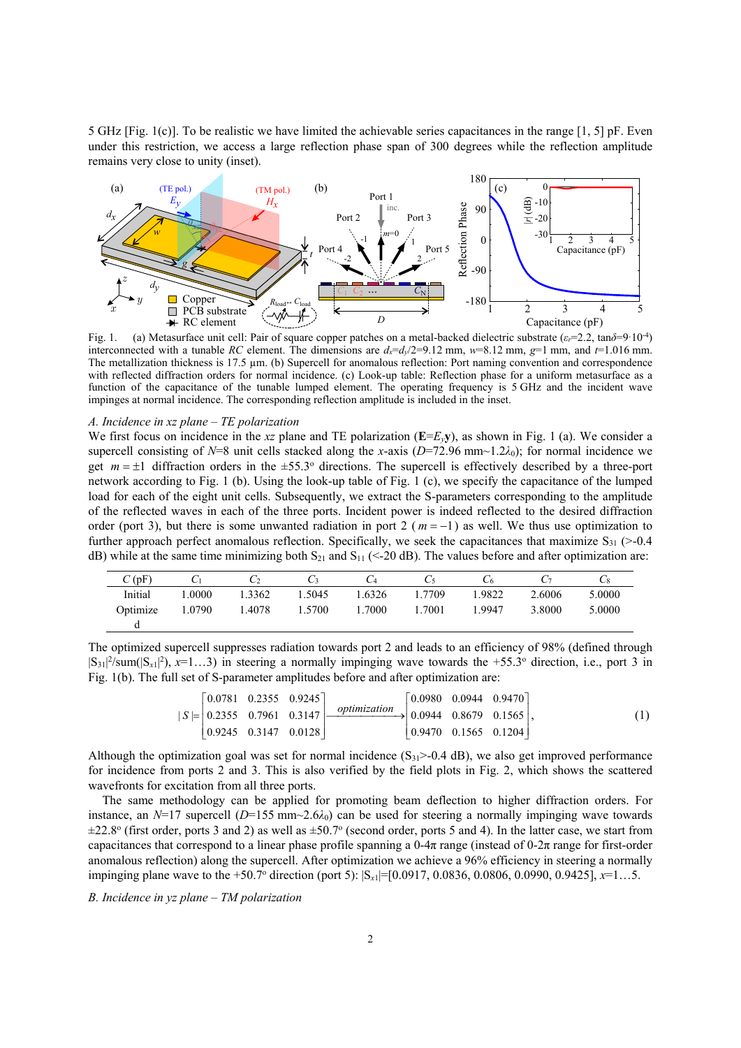5 GHz [Fig. 1(c)]. To be realistic we have limited the achievable series capacitances in the range [1, 5] pF. Even under this restriction, we access a large reflection phase span of 300 degrees while the reflection amplitude remains very close to unity (inset).

Fig. 1. (a) Metasurface unit cell: Pair of square copper patches on a metal-backed dielectric substrate ($\varepsilon_r$=2.2, tan$\delta$=9·10$^{-4}$) interconnected with a tunable *RC* element. The dimensions are $d_x$=$d_y$/2=9.12 mm, $w$=8.12 mm, $g$=1 mm, and $t$=1.016 mm. The metallization thickness is 17.5 μm. (b) Supercell for anomalous reflection: Port naming convention and correspondence with reflected diffraction orders for normal incidence. (c) Look-up table: Reflection phase for a uniform metasurface as a function of the capacitance of the tunable lumped element. The operating frequency is 5 GHz and the incident wave impinges at normal incidence. The corresponding reflection amplitude is included in the inset.

### *A. Incidence in xz plane – TE polarization*

We first focus on incidence in the *xz* plane and TE polarization (**E**=$E_y$**y**), as shown in Fig. 1 (a). We consider a supercell consisting of $N$=8 unit cells stacked along the *x*-axis ($D$=72.96 mm~1.2$\lambda_0$); for normal incidence we get $m=\pm1$ diffraction orders in the ±55.3° directions. The supercell is effectively described by a three-port network according to Fig. 1 (b). Using the look-up table of Fig. 1 (c), we specify the capacitance of the lumped load for each of the eight unit cells. Subsequently, we extract the S-parameters corresponding to the amplitude of the reflected waves in each of the three ports. Incident power is indeed reflected to the desired diffraction order (port 3), but there is some unwanted radiation in port 2 ($m=-1$) as well. We thus use optimization to further approach perfect anomalous reflection. Specifically, we seek the capacitances that maximize $S_{31}$ (>-0.4 dB) while at the same time minimizing both $S_{21}$ and $S_{11}$ (<-20 dB). The values before and after optimization are:

| *C* (pF) | $C_1$ | $C_2$ | $C_3$ | $C_4$ | $C_5$ | $C_6$ | $C_7$ | $C_8$ |
|---|---|---|---|---|---|---|---|---|
| Initial | 1.0000 | 1.3362 | 1.5045 | 1.6326 | 1.7709 | 1.9822 | 2.6006 | 5.0000 |
| Optimized | 1.0790 | 1.4078 | 1.5700 | 1.7000 | 1.7001 | 1.9947 | 3.8000 | 5.0000 |

The optimized supercell suppresses radiation towards port 2 and leads to an efficiency of 98% (defined through $|S_{31}|^2/\mathrm{sum}(|S_{x1}|^2)$, $x$=1…3) in steering a normally impinging wave towards the +55.3° direction, i.e., port 3 in Fig. 1(b). The full set of S-parameter amplitudes before and after optimization are:

$$|S|=\begin{bmatrix}0.0781 & 0.2355 & 0.9245\\ 0.2355 & 0.7961 & 0.3147\\ 0.9245 & 0.3147 & 0.0128\end{bmatrix}\xrightarrow{optimization}\begin{bmatrix}0.0980 & 0.0944 & 0.9470\\ 0.0944 & 0.8679 & 0.1565\\ 0.9470 & 0.1565 & 0.1204\end{bmatrix}, \qquad (1)$$

Although the optimization goal was set for normal incidence ($S_{31}$>-0.4 dB), we also get improved performance for incidence from ports 2 and 3. This is also verified by the field plots in Fig. 2, which shows the scattered wavefronts for excitation from all three ports.

The same methodology can be applied for promoting beam deflection to higher diffraction orders. For instance, an $N$=17 supercell ($D$=155 mm~2.6$\lambda_0$) can be used for steering a normally impinging wave towards ±22.8° (first order, ports 3 and 2) as well as ±50.7° (second order, ports 5 and 4). In the latter case, we start from capacitances that correspond to a linear phase profile spanning a 0-4π range (instead of 0-2π range for first-order anomalous reflection) along the supercell. After optimization we achieve a 96% efficiency in steering a normally impinging plane wave to the +50.7° direction (port 5): $|S_{x1}|$=[0.0917, 0.0836, 0.0806, 0.0990, 0.9425], $x$=1…5.

### *B. Incidence in yz plane – TM polarization*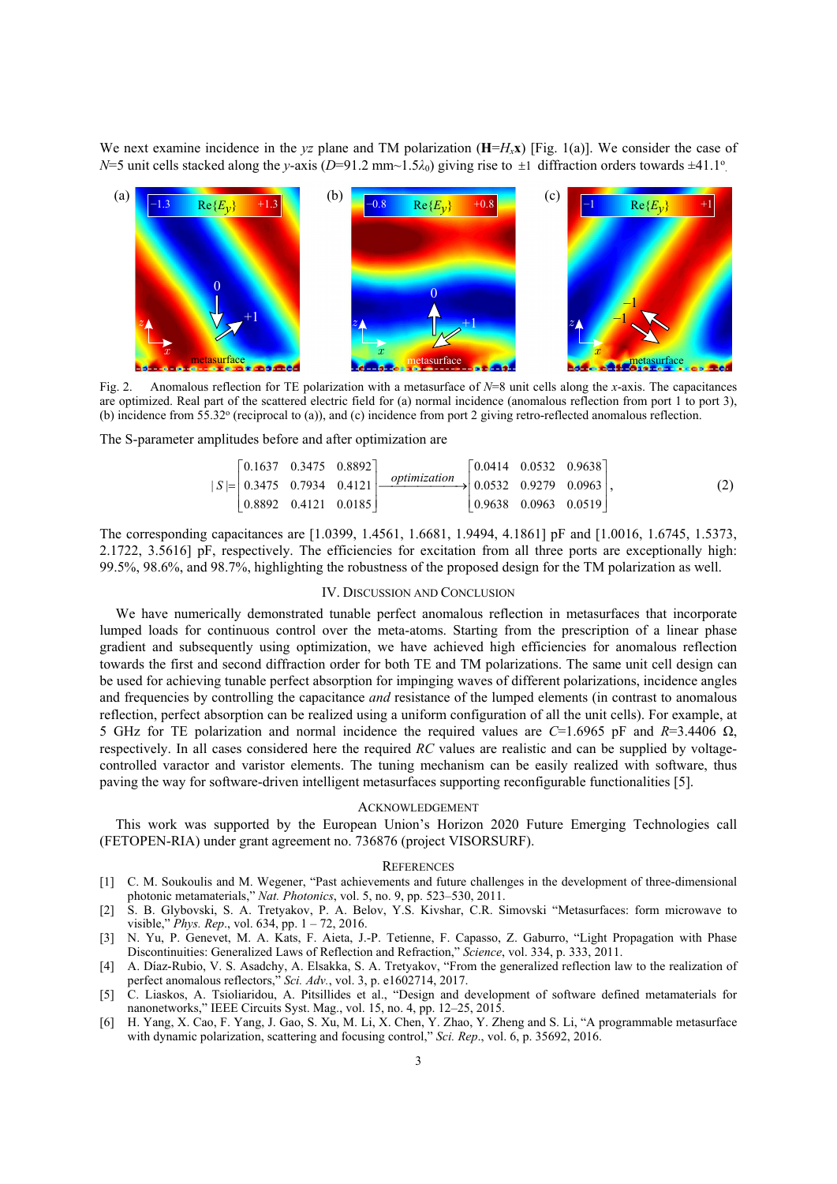We next examine incidence in the $yz$ plane and TM polarization ($\mathbf{H}=H_x\mathbf{x}$) [Fig. 1(a)]. We consider the case of $N$=5 unit cells stacked along the $y$-axis ($D$=91.2 mm~$1.5\lambda_0$) giving rise to $\pm1$ diffraction orders towards $\pm41.1^{\text{o}}$.

(a)
−1.3 Re{$E_y$} +1.3
0
+1
z
x
metasurface

(b)
−0.8 Re{$E_y$} +0.8
0
+1
z
x
metasurface

(c)
−1 Re{$E_y$} +1
−1
−1
z
x
metasurface

Fig. 2. Anomalous reflection for TE polarization with a metasurface of $N$=8 unit cells along the $x$-axis. The capacitances are optimized. Real part of the scattered electric field for (a) normal incidence (anomalous reflection from port 1 to port 3), (b) incidence from 55.32$^{\text{o}}$ (reciprocal to (a)), and (c) incidence from port 2 giving retro-reflected anomalous reflection.

The S-parameter amplitudes before and after optimization are

$$|S|=\begin{bmatrix}0.1637 & 0.3475 & 0.8892\\ 0.3475 & 0.7934 & 0.4121\\ 0.8892 & 0.4121 & 0.0185\end{bmatrix}\xrightarrow{\text{optimization}}\begin{bmatrix}0.0414 & 0.0532 & 0.9638\\ 0.0532 & 0.9279 & 0.0963\\ 0.9638 & 0.0963 & 0.0519\end{bmatrix}, \tag{2}$$

The corresponding capacitances are [1.0399, 1.4561, 1.6681, 1.9494, 4.1861] pF and [1.0016, 1.6745, 1.5373, 2.1722, 3.5616] pF, respectively. The efficiencies for excitation from all three ports are exceptionally high: 99.5%, 98.6%, and 98.7%, highlighting the robustness of the proposed design for the TM polarization as well.

## IV. Discussion and Conclusion

We have numerically demonstrated tunable perfect anomalous reflection in metasurfaces that incorporate lumped loads for continuous control over the meta-atoms. Starting from the prescription of a linear phase gradient and subsequently using optimization, we have achieved high efficiencies for anomalous reflection towards the first and second diffraction order for both TE and TM polarizations. The same unit cell design can be used for achieving tunable perfect absorption for impinging waves of different polarizations, incidence angles and frequencies by controlling the capacitance *and* resistance of the lumped elements (in contrast to anomalous reflection, perfect absorption can be realized using a uniform configuration of all the unit cells). For example, at 5 GHz for TE polarization and normal incidence the required values are $C$=1.6965 pF and $R$=3.4406 Ω, respectively. In all cases considered here the required $RC$ values are realistic and can be supplied by voltage-controlled varactor and varistor elements. The tuning mechanism can be easily realized with software, thus paving the way for software-driven intelligent metasurfaces supporting reconfigurable functionalities [5].

## Acknowledgement

This work was supported by the European Union's Horizon 2020 Future Emerging Technologies call (FETOPEN-RIA) under grant agreement no. 736876 (project VISORSURF).

## References

[1] C. M. Soukoulis and M. Wegener, "Past achievements and future challenges in the development of three-dimensional photonic metamaterials," *Nat. Photonics*, vol. 5, no. 9, pp. 523–530, 2011.

[2] S. B. Glybovski, S. A. Tretyakov, P. A. Belov, Y.S. Kivshar, C.R. Simovski "Metasurfaces: form microwave to visible," *Phys. Rep.*, vol. 634, pp. 1 – 72, 2016.

[3] N. Yu, P. Genevet, M. A. Kats, F. Aieta, J.-P. Tetienne, F. Capasso, Z. Gaburro, "Light Propagation with Phase Discontinuities: Generalized Laws of Reflection and Refraction," *Science*, vol. 334, p. 333, 2011.

[4] A. Díaz-Rubio, V. S. Asadchy, A. Elsakka, S. A. Tretyakov, "From the generalized reflection law to the realization of perfect anomalous reflectors," *Sci. Adv.*, vol. 3, p. e1602714, 2017.

[5] C. Liaskos, A. Tsioliaridou, A. Pitsillides et al., "Design and development of software defined metamaterials for nanonetworks," IEEE Circuits Syst. Mag., vol. 15, no. 4, pp. 12–25, 2015.

[6] H. Yang, X. Cao, F. Yang, J. Gao, S. Xu, M. Li, X. Chen, Y. Zhao, Y. Zheng and S. Li, "A programmable metasurface with dynamic polarization, scattering and focusing control," *Sci. Rep.*, vol. 6, p. 35692, 2016.